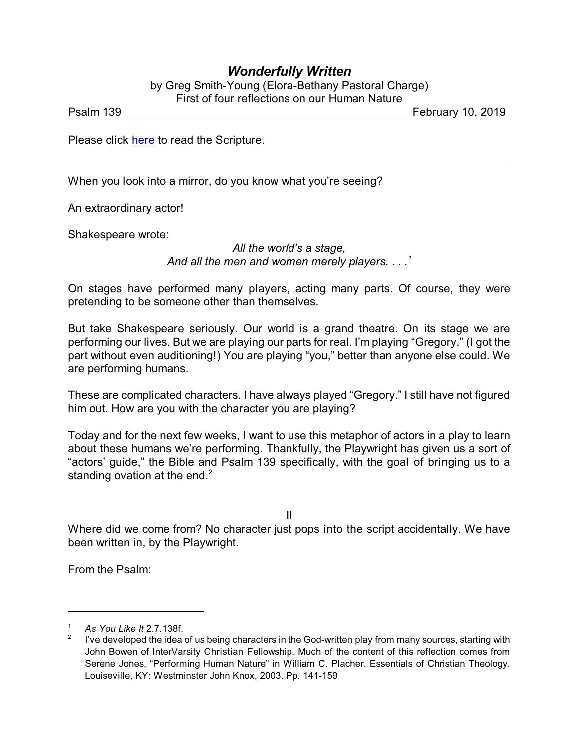# *Wonderfully Written*

by Greg Smith-Young (Elora-Bethany Pastoral Charge)
First of four reflections on our Human Nature

Psalm 139 February 10, 2019

Please click [here]() to read the Scripture.

---

When you look into a mirror, do you know what you're seeing?

An extraordinary actor!

Shakespeare wrote:

> *All the world's a stage,*
> *And all the men and women merely players. . . .*[1]

On stages have performed many players, acting many parts. Of course, they were pretending to be someone other than themselves.

But take Shakespeare seriously. Our world is a grand theatre. On its stage we are performing our lives. But we are playing our parts for real. I'm playing "Gregory." (I got the part without even auditioning!) You are playing "you," better than anyone else could. We are performing humans.

These are complicated characters. I have always played "Gregory." I still have not figured him out. How are you with the character you are playing?

Today and for the next few weeks, I want to use this metaphor of actors in a play to learn about these humans we're performing. Thankfully, the Playwright has given us a sort of "actors' guide," the Bible and Psalm 139 specifically, with the goal of bringing us to a standing ovation at the end.[2]

## II

Where did we come from? No character just pops into the script accidentally. We have been written in, by the Playwright.

From the Psalm:

---

[1] *As You Like It* 2.7.138f.

[2] I've developed the idea of us being characters in the God-written play from many sources, starting with John Bowen of InterVarsity Christian Fellowship. Much of the content of this reflection comes from Serene Jones, "Performing Human Nature" in William C. Placher. Essentials of Christian Theology. Louiseville, KY: Westminster John Knox, 2003. Pp. 141-159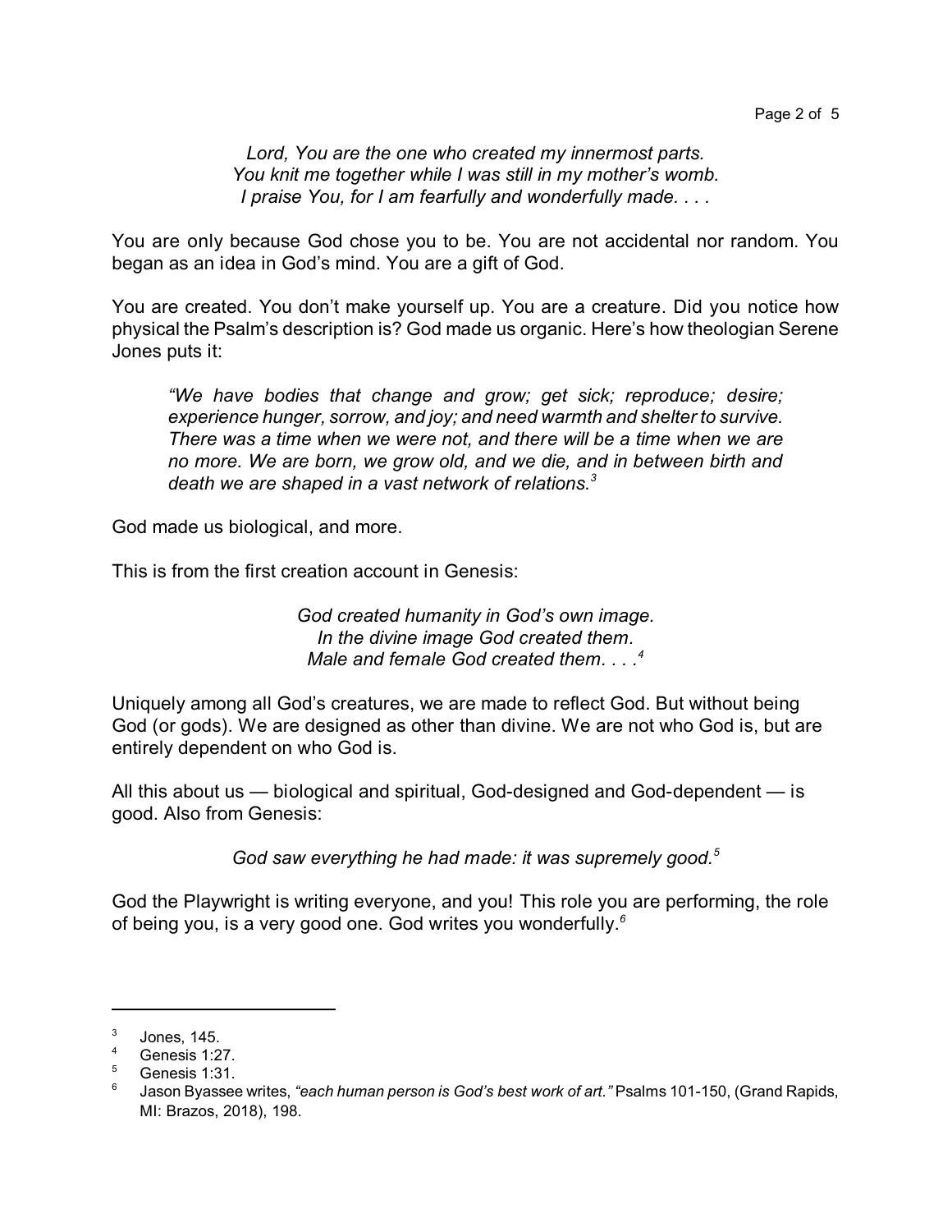*Lord, You are the one who created my innermost parts.*
*You knit me together while I was still in my mother's womb.*
*I praise You, for I am fearfully and wonderfully made. . . .*

You are only because God chose you to be. You are not accidental nor random. You began as an idea in God's mind. You are a gift of God.

You are created. You don't make yourself up. You are a creature. Did you notice how physical the Psalm's description is? God made us organic. Here's how theologian Serene Jones puts it:

> *"We have bodies that change and grow; get sick; reproduce; desire; experience hunger, sorrow, and joy; and need warmth and shelter to survive. There was a time when we were not, and there will be a time when we are no more. We are born, we grow old, and we die, and in between birth and death we are shaped in a vast network of relations.*[3]

God made us biological, and more.

This is from the first creation account in Genesis:

*God created humanity in God's own image.*
*In the divine image God created them.*
*Male and female God created them. . . .*[4]

Uniquely among all God's creatures, we are made to reflect God. But without being God (or gods). We are designed as other than divine. We are not who God is, but are entirely dependent on who God is.

All this about us — biological and spiritual, God-designed and God-dependent — is good. Also from Genesis:

*God saw everything he had made: it was supremely good.*[5]

God the Playwright is writing everyone, and you! This role you are performing, the role of being you, is a very good one. God writes you wonderfully.[6]

---

[3] Jones, 145.

[4] Genesis 1:27.

[5] Genesis 1:31.

[6] Jason Byassee writes, *"each human person is God's best work of art."* Psalms 101-150, (Grand Rapids, MI: Brazos, 2018), 198.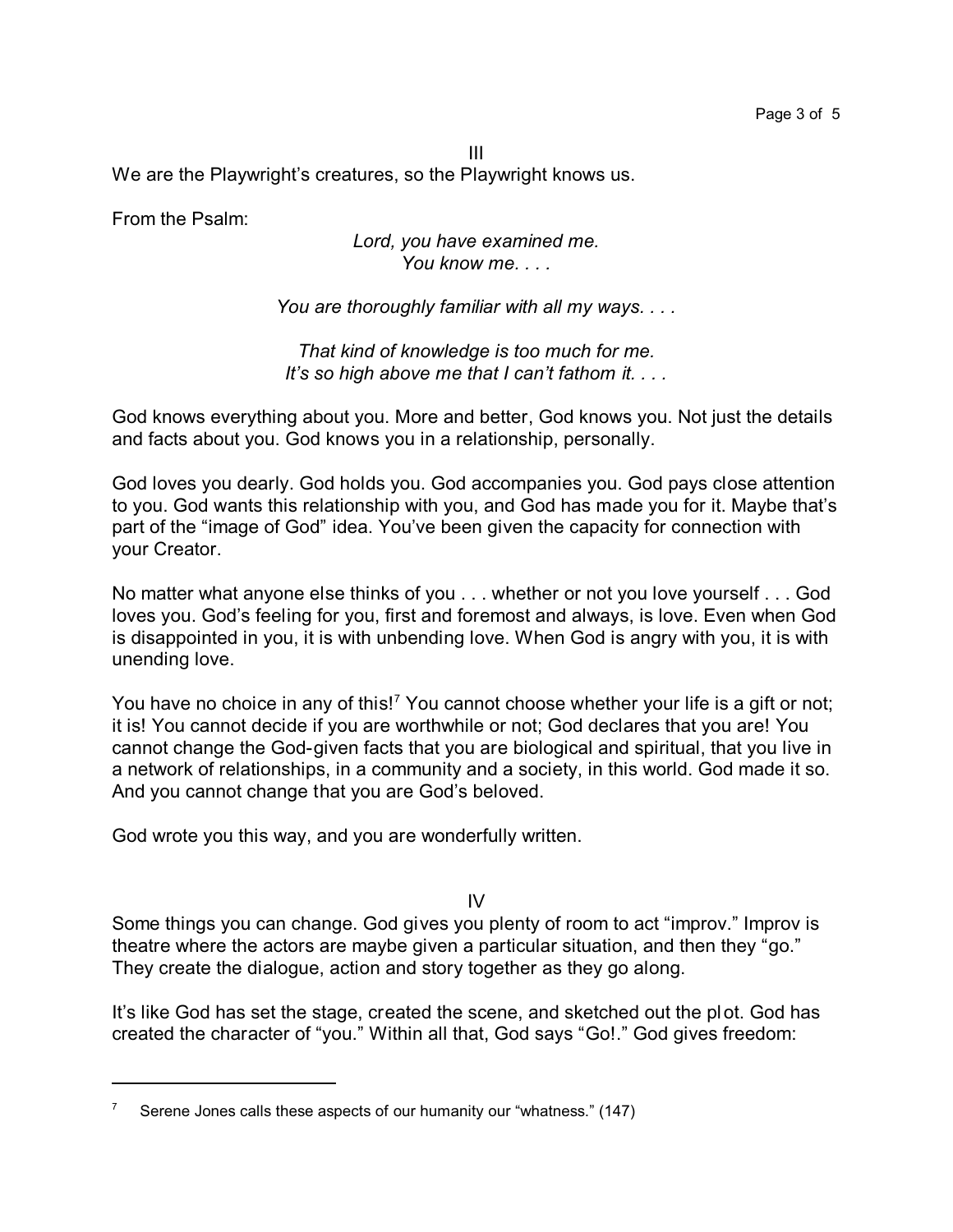### III

We are the Playwright's creatures, so the Playwright knows us.

From the Psalm:

> *Lord, you have examined me.*
> *You know me. . . .*
>
> *You are thoroughly familiar with all my ways. . . .*
>
> *That kind of knowledge is too much for me.*
> *It's so high above me that I can't fathom it. . . .*

God knows everything about you. More and better, God knows you. Not just the details and facts about you. God knows you in a relationship, personally.

God loves you dearly. God holds you. God accompanies you. God pays close attention to you. God wants this relationship with you, and God has made you for it. Maybe that's part of the "image of God" idea. You've been given the capacity for connection with your Creator.

No matter what anyone else thinks of you . . . whether or not you love yourself . . . God loves you. God's feeling for you, first and foremost and always, is love. Even when God is disappointed in you, it is with unbending love. When God is angry with you, it is with unending love.

You have no choice in any of this![7] You cannot choose whether your life is a gift or not; it is! You cannot decide if you are worthwhile or not; God declares that you are! You cannot change the God-given facts that you are biological and spiritual, that you live in a network of relationships, in a community and a society, in this world. God made it so. And you cannot change that you are God's beloved.

God wrote you this way, and you are wonderfully written.

### IV

Some things you can change. God gives you plenty of room to act "improv." Improv is theatre where the actors are maybe given a particular situation, and then they "go." They create the dialogue, action and story together as they go along.

It's like God has set the stage, created the scene, and sketched out the plot. God has created the character of "you." Within all that, God says "Go!." God gives freedom:

---

[7] Serene Jones calls these aspects of our humanity our "whatness." (147)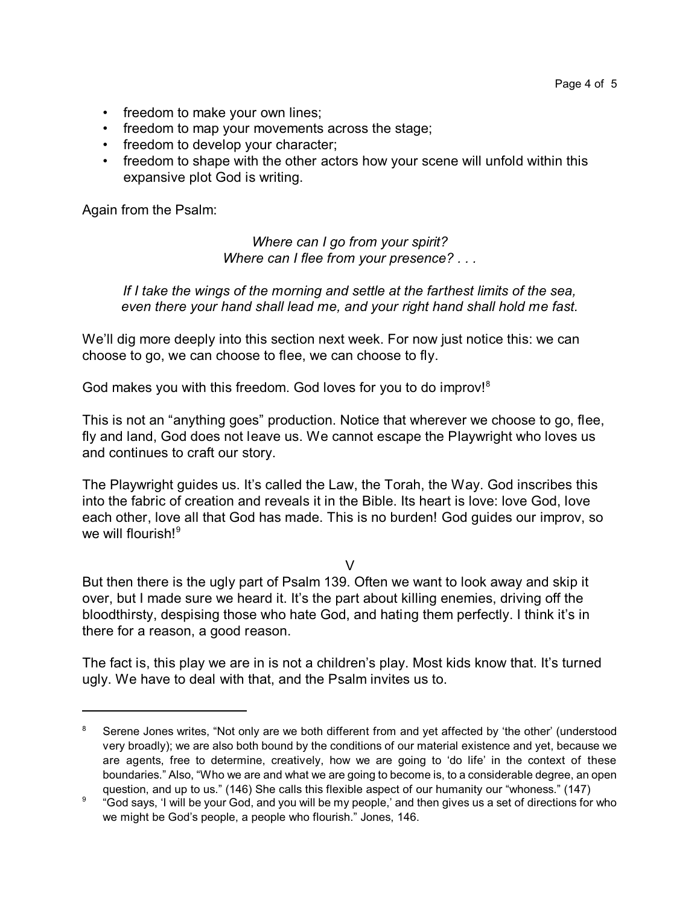- freedom to make your own lines;
- freedom to map your movements across the stage;
- freedom to develop your character;
- freedom to shape with the other actors how your scene will unfold within this expansive plot God is writing.

Again from the Psalm:

> *Where can I go from your spirit?*
> *Where can I flee from your presence? . . .*
>
> *If I take the wings of the morning and settle at the farthest limits of the sea, even there your hand shall lead me, and your right hand shall hold me fast.*

We'll dig more deeply into this section next week. For now just notice this: we can choose to go, we can choose to flee, we can choose to fly.

God makes you with this freedom. God loves for you to do improv![8]

This is not an "anything goes" production. Notice that wherever we choose to go, flee, fly and land, God does not leave us. We cannot escape the Playwright who loves us and continues to craft our story.

The Playwright guides us. It's called the Law, the Torah, the Way. God inscribes this into the fabric of creation and reveals it in the Bible. Its heart is love: love God, love each other, love all that God has made. This is no burden! God guides our improv, so we will flourish![9]

V

But then there is the ugly part of Psalm 139. Often we want to look away and skip it over, but I made sure we heard it. It's the part about killing enemies, driving off the bloodthirsty, despising those who hate God, and hating them perfectly. I think it's in there for a reason, a good reason.

The fact is, this play we are in is not a children's play. Most kids know that. It's turned ugly. We have to deal with that, and the Psalm invites us to.

---

[8] Serene Jones writes, "Not only are we both different from and yet affected by 'the other' (understood very broadly); we are also both bound by the conditions of our material existence and yet, because we are agents, free to determine, creatively, how we are going to 'do life' in the context of these boundaries." Also, "Who we are and what we are going to become is, to a considerable degree, an open question, and up to us." (146) She calls this flexible aspect of our humanity our "whoness." (147)

[9] "God says, 'I will be your God, and you will be my people,' and then gives us a set of directions for who we might be God's people, a people who flourish." Jones, 146.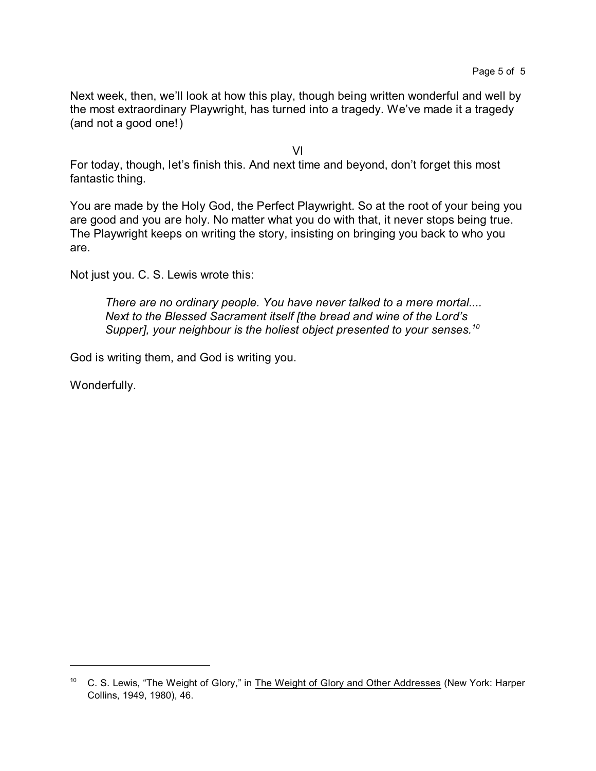Next week, then, we'll look at how this play, though being written wonderful and well by the most extraordinary Playwright, has turned into a tragedy. We've made it a tragedy (and not a good one!)

VI

For today, though, let's finish this. And next time and beyond, don't forget this most fantastic thing.

You are made by the Holy God, the Perfect Playwright. So at the root of your being you are good and you are holy. No matter what you do with that, it never stops being true. The Playwright keeps on writing the story, insisting on bringing you back to who you are.

Not just you. C. S. Lewis wrote this:

> *There are no ordinary people. You have never talked to a mere mortal.... Next to the Blessed Sacrament itself [the bread and wine of the Lord's Supper], your neighbour is the holiest object presented to your senses.*[10]

God is writing them, and God is writing you.

Wonderfully.

---

[10] C. S. Lewis, "The Weight of Glory," in The Weight of Glory and Other Addresses (New York: Harper Collins, 1949, 1980), 46.